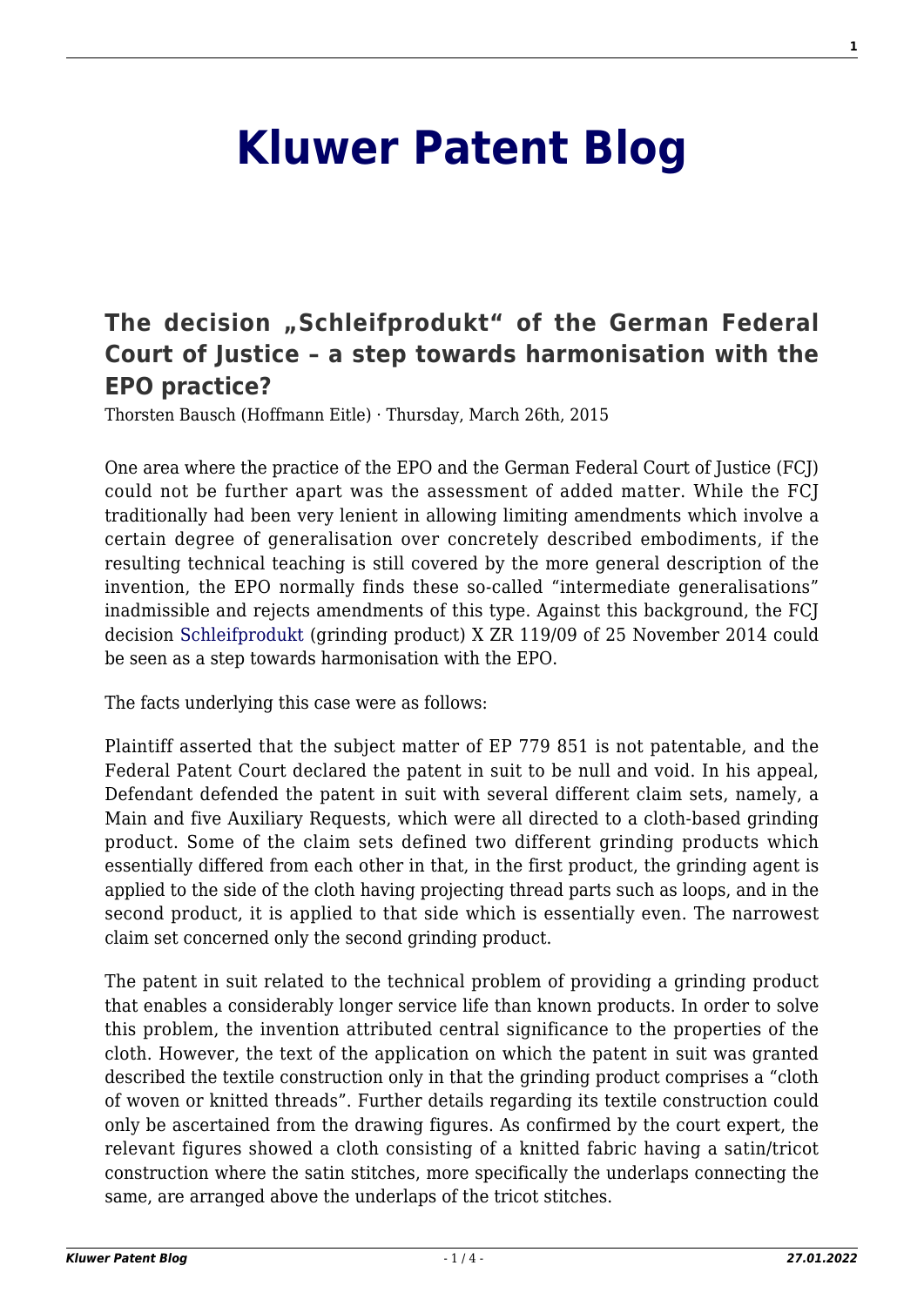# Kluwer Patent Blog

## The decision „Schleifprodukt" of the German Federal Court of Justice – a step towards harmonisation with the EPO practice?

Thorsten Bausch (Hoffmann Eitle) · Thursday, March 26th, 2015

One area where the practice of the EPO and the German Federal Court of Justice (FCJ) could not be further apart was the assessment of added matter. While the FCJ traditionally had been very lenient in allowing limiting amendments which involve a certain degree of generalisation over concretely described embodiments, if the resulting technical teaching is still covered by the more general description of the invention, the EPO normally finds these so-called "intermediate generalisations" inadmissible and rejects amendments of this type. Against this background, the FCJ decision Schleifprodukt (grinding product) X ZR 119/09 of 25 November 2014 could be seen as a step towards harmonisation with the EPO.

The facts underlying this case were as follows:

Plaintiff asserted that the subject matter of EP 779 851 is not patentable, and the Federal Patent Court declared the patent in suit to be null and void. In his appeal, Defendant defended the patent in suit with several different claim sets, namely, a Main and five Auxiliary Requests, which were all directed to a cloth-based grinding product. Some of the claim sets defined two different grinding products which essentially differed from each other in that, in the first product, the grinding agent is applied to the side of the cloth having projecting thread parts such as loops, and in the second product, it is applied to that side which is essentially even. The narrowest claim set concerned only the second grinding product.

The patent in suit related to the technical problem of providing a grinding product that enables a considerably longer service life than known products. In order to solve this problem, the invention attributed central significance to the properties of the cloth. However, the text of the application on which the patent in suit was granted described the textile construction only in that the grinding product comprises a "cloth of woven or knitted threads". Further details regarding its textile construction could only be ascertained from the drawing figures. As confirmed by the court expert, the relevant figures showed a cloth consisting of a knitted fabric having a satin/tricot construction where the satin stitches, more specifically the underlaps connecting the same, are arranged above the underlaps of the tricot stitches.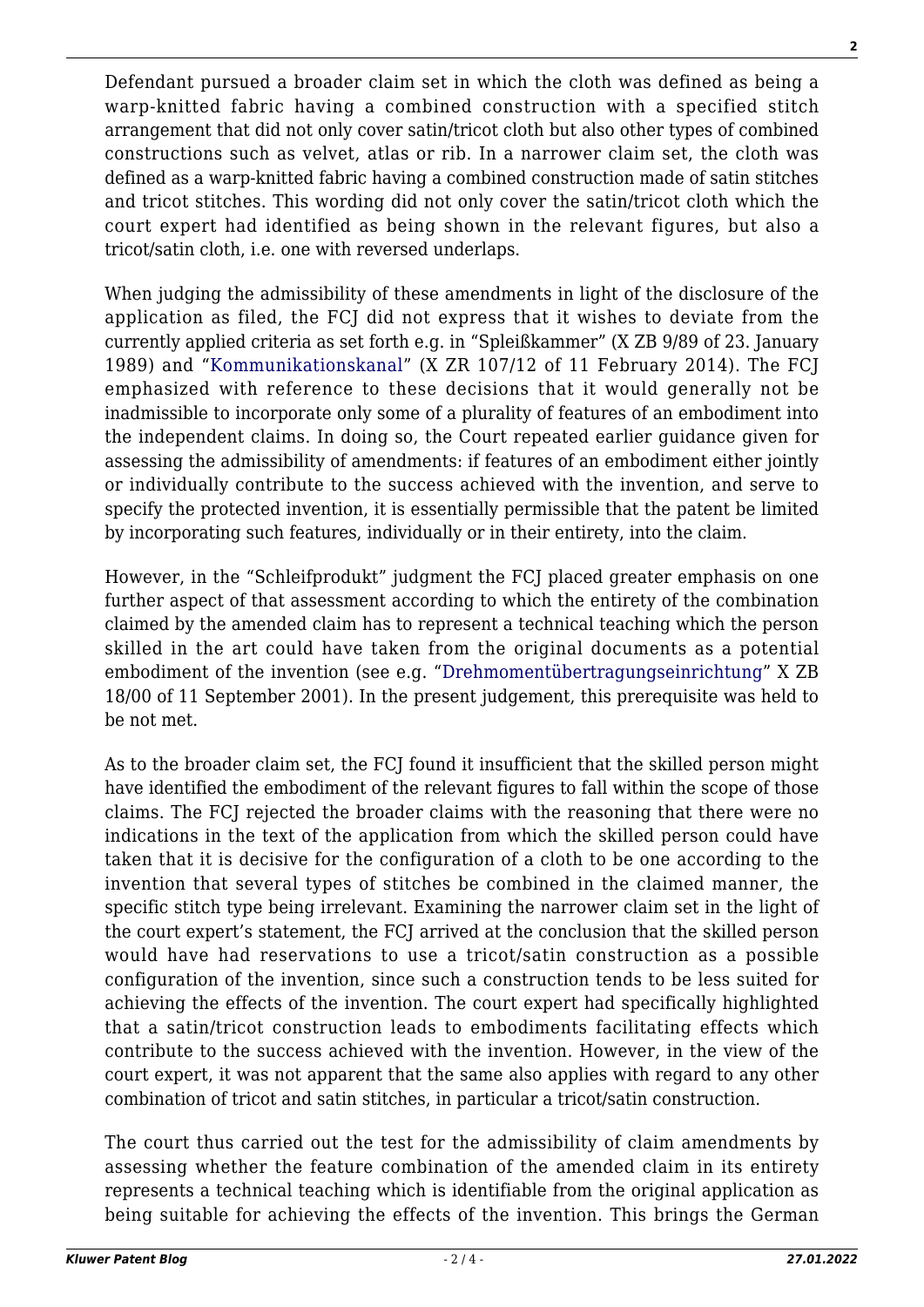Defendant pursued a broader claim set in which the cloth was defined as being a warp-knitted fabric having a combined construction with a specified stitch arrangement that did not only cover satin/tricot cloth but also other types of combined constructions such as velvet, atlas or rib. In a narrower claim set, the cloth was defined as a warp-knitted fabric having a combined construction made of satin stitches and tricot stitches. This wording did not only cover the satin/tricot cloth which the court expert had identified as being shown in the relevant figures, but also a tricot/satin cloth, i.e. one with reversed underlaps.

When judging the admissibility of these amendments in light of the disclosure of the application as filed, the FCJ did not express that it wishes to deviate from the currently applied criteria as set forth e.g. in "Spleißkammer" (X ZB 9/89 of 23. January 1989) and "Kommunikationskanal" (X ZR 107/12 of 11 February 2014). The FCJ emphasized with reference to these decisions that it would generally not be inadmissible to incorporate only some of a plurality of features of an embodiment into the independent claims. In doing so, the Court repeated earlier guidance given for assessing the admissibility of amendments: if features of an embodiment either jointly or individually contribute to the success achieved with the invention, and serve to specify the protected invention, it is essentially permissible that the patent be limited by incorporating such features, individually or in their entirety, into the claim.

However, in the "Schleifprodukt" judgment the FCJ placed greater emphasis on one further aspect of that assessment according to which the entirety of the combination claimed by the amended claim has to represent a technical teaching which the person skilled in the art could have taken from the original documents as a potential embodiment of the invention (see e.g. "Drehmomentübertragungseinrichtung" X ZB 18/00 of 11 September 2001). In the present judgement, this prerequisite was held to be not met.

As to the broader claim set, the FCJ found it insufficient that the skilled person might have identified the embodiment of the relevant figures to fall within the scope of those claims. The FCJ rejected the broader claims with the reasoning that there were no indications in the text of the application from which the skilled person could have taken that it is decisive for the configuration of a cloth to be one according to the invention that several types of stitches be combined in the claimed manner, the specific stitch type being irrelevant. Examining the narrower claim set in the light of the court expert's statement, the FCJ arrived at the conclusion that the skilled person would have had reservations to use a tricot/satin construction as a possible configuration of the invention, since such a construction tends to be less suited for achieving the effects of the invention. The court expert had specifically highlighted that a satin/tricot construction leads to embodiments facilitating effects which contribute to the success achieved with the invention. However, in the view of the court expert, it was not apparent that the same also applies with regard to any other combination of tricot and satin stitches, in particular a tricot/satin construction.

The court thus carried out the test for the admissibility of claim amendments by assessing whether the feature combination of the amended claim in its entirety represents a technical teaching which is identifiable from the original application as being suitable for achieving the effects of the invention. This brings the German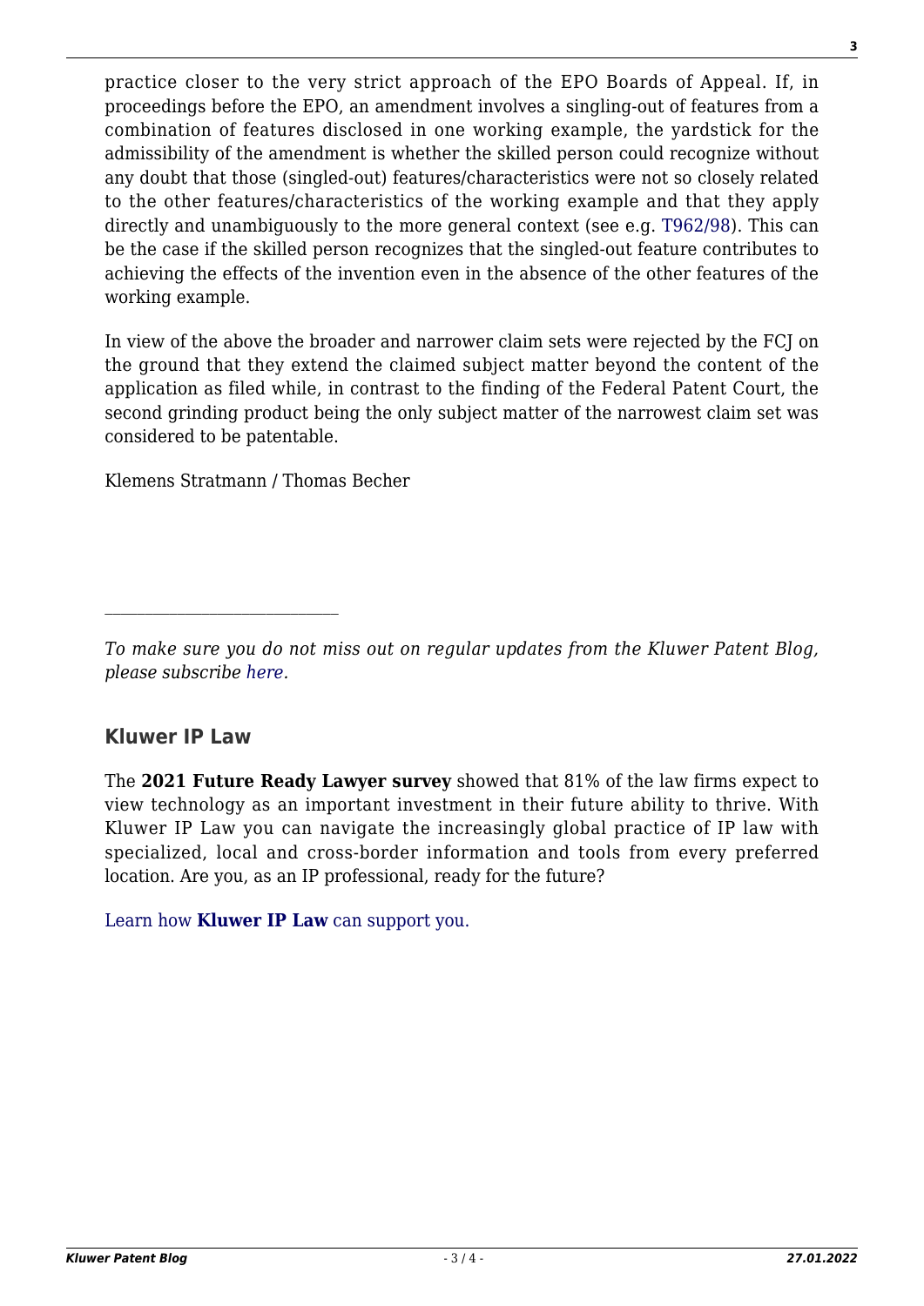practice closer to the very strict approach of the EPO Boards of Appeal. If, in proceedings before the EPO, an amendment involves a singling-out of features from a combination of features disclosed in one working example, the yardstick for the admissibility of the amendment is whether the skilled person could recognize without any doubt that those (singled-out) features/characteristics were not so closely related to the other features/characteristics of the working example and that they apply directly and unambiguously to the more general context (see e.g. T962/98). This can be the case if the skilled person recognizes that the singled-out feature contributes to achieving the effects of the invention even in the absence of the other features of the working example.

In view of the above the broader and narrower claim sets were rejected by the FCJ on the ground that they extend the claimed subject matter beyond the content of the application as filed while, in contrast to the finding of the Federal Patent Court, the second grinding product being the only subject matter of the narrowest claim set was considered to be patentable.

Klemens Stratmann / Thomas Becher

---

*To make sure you do not miss out on regular updates from the Kluwer Patent Blog, please subscribe here.*

## Kluwer IP Law

The **2021 Future Ready Lawyer survey** showed that 81% of the law firms expect to view technology as an important investment in their future ability to thrive. With Kluwer IP Law you can navigate the increasingly global practice of IP law with specialized, local and cross-border information and tools from every preferred location. Are you, as an IP professional, ready for the future?

Learn how **Kluwer IP Law** can support you.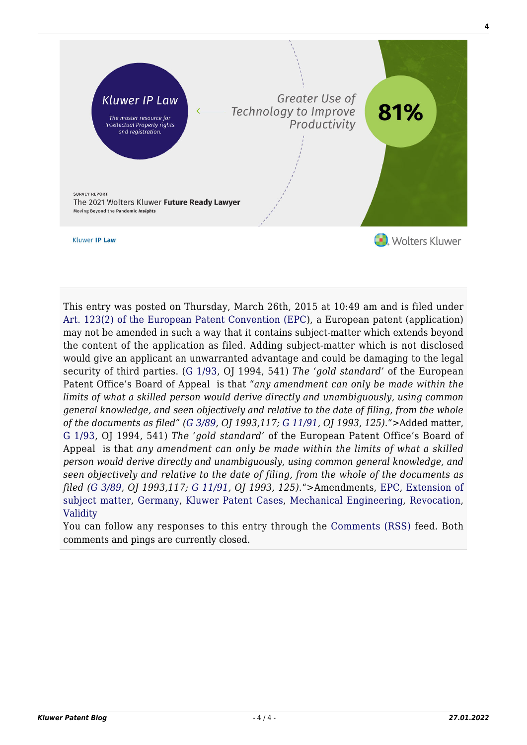Kluwer IP Law

The master resource for Intellectual Property rights and registration.

Greater Use of Technology to Improve Productivity

81%

SURVEY REPORT

The 2021 Wolters Kluwer **Future Ready Lawyer**

Moving Beyond the Pandemic *Insights*

Kluwer **IP Law**

Wolters Kluwer

This entry was posted on Thursday, March 26th, 2015 at 10:49 am and is filed under Art. 123(2) of the European Patent Convention (EPC), a European patent (application) may not be amended in such a way that it contains subject-matter which extends beyond the content of the application as filed. Adding subject-matter which is not disclosed would give an applicant an unwarranted advantage and could be damaging to the legal security of third parties. (G 1/93, OJ 1994, 541) *The 'gold standard'* of the European Patent Office's Board of Appeal is that "*any amendment can only be made within the limits of what a skilled person would derive directly and unambiguously, using common general knowledge, and seen objectively and relative to the date of filing, from the whole of the documents as filed" (G 3/89, OJ 1993,117; G 11/91, OJ 1993, 125).*">Added matter, G 1/93, OJ 1994, 541) *The 'gold standard'* of the European Patent Office's Board of Appeal is that *any amendment can only be made within the limits of what a skilled person would derive directly and unambiguously, using common general knowledge, and seen objectively and relative to the date of filing, from the whole of the documents as filed (G 3/89, OJ 1993,117; G 11/91, OJ 1993, 125).*">Amendments, EPC, Extension of subject matter, Germany, Kluwer Patent Cases, Mechanical Engineering, Revocation, Validity

You can follow any responses to this entry through the Comments (RSS) feed. Both comments and pings are currently closed.